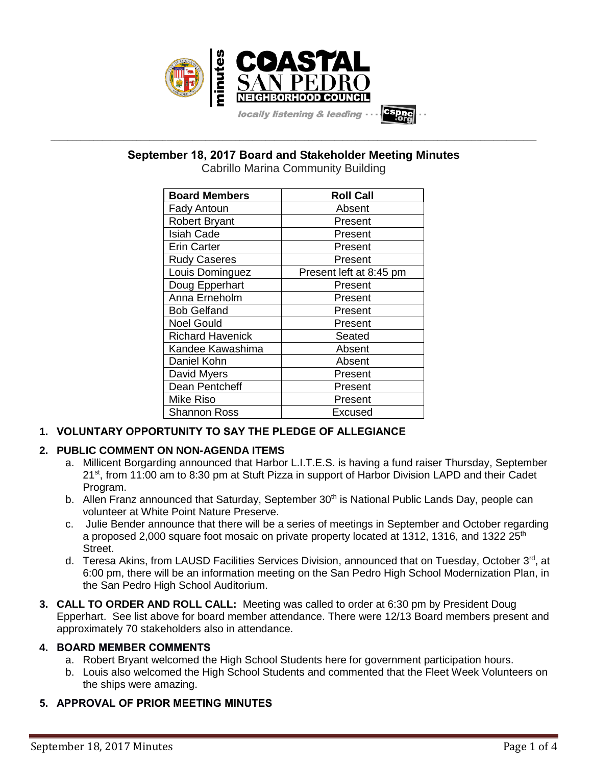# September 18, 2017 Board and Stakeholder Meeting Minutes

Cabrillo Marina Community Building

| Board Members | Roll Call |
|---|---|
| Fady Antoun | Absent |
| Robert Bryant | Present |
| Isiah Cade | Present |
| Erin Carter | Present |
| Rudy Caseres | Present |
| Louis Dominguez | Present left at 8:45 pm |
| Doug Epperhart | Present |
| Anna Erneholm | Present |
| Bob Gelfand | Present |
| Noel Gould | Present |
| Richard Havenick | Seated |
| Kandee Kawashima | Absent |
| Daniel Kohn | Absent |
| David Myers | Present |
| Dean Pentcheff | Present |
| Mike Riso | Present |
| Shannon Ross | Excused |

**1. VOLUNTARY OPPORTUNITY TO SAY THE PLEDGE OF ALLEGIANCE**

**2. PUBLIC COMMENT ON NON-AGENDA ITEMS**

a. Millicent Borgarding announced that Harbor L.I.T.E.S. is having a fund raiser Thursday, September 21st, from 11:00 am to 8:30 pm at Stuft Pizza in support of Harbor Division LAPD and their Cadet Program.

b. Allen Franz announced that Saturday, September 30th is National Public Lands Day, people can volunteer at White Point Nature Preserve.

c. Julie Bender announce that there will be a series of meetings in September and October regarding a proposed 2,000 square foot mosaic on private property located at 1312, 1316, and 1322 25th Street.

d. Teresa Akins, from LAUSD Facilities Services Division, announced that on Tuesday, October 3rd, at 6:00 pm, there will be an information meeting on the San Pedro High School Modernization Plan, in the San Pedro High School Auditorium.

**3. CALL TO ORDER AND ROLL CALL:** Meeting was called to order at 6:30 pm by President Doug Epperhart. See list above for board member attendance. There were 12/13 Board members present and approximately 70 stakeholders also in attendance.

**4. BOARD MEMBER COMMENTS**

a. Robert Bryant welcomed the High School Students here for government participation hours.

b. Louis also welcomed the High School Students and commented that the Fleet Week Volunteers on the ships were amazing.

**5. APPROVAL OF PRIOR MEETING MINUTES**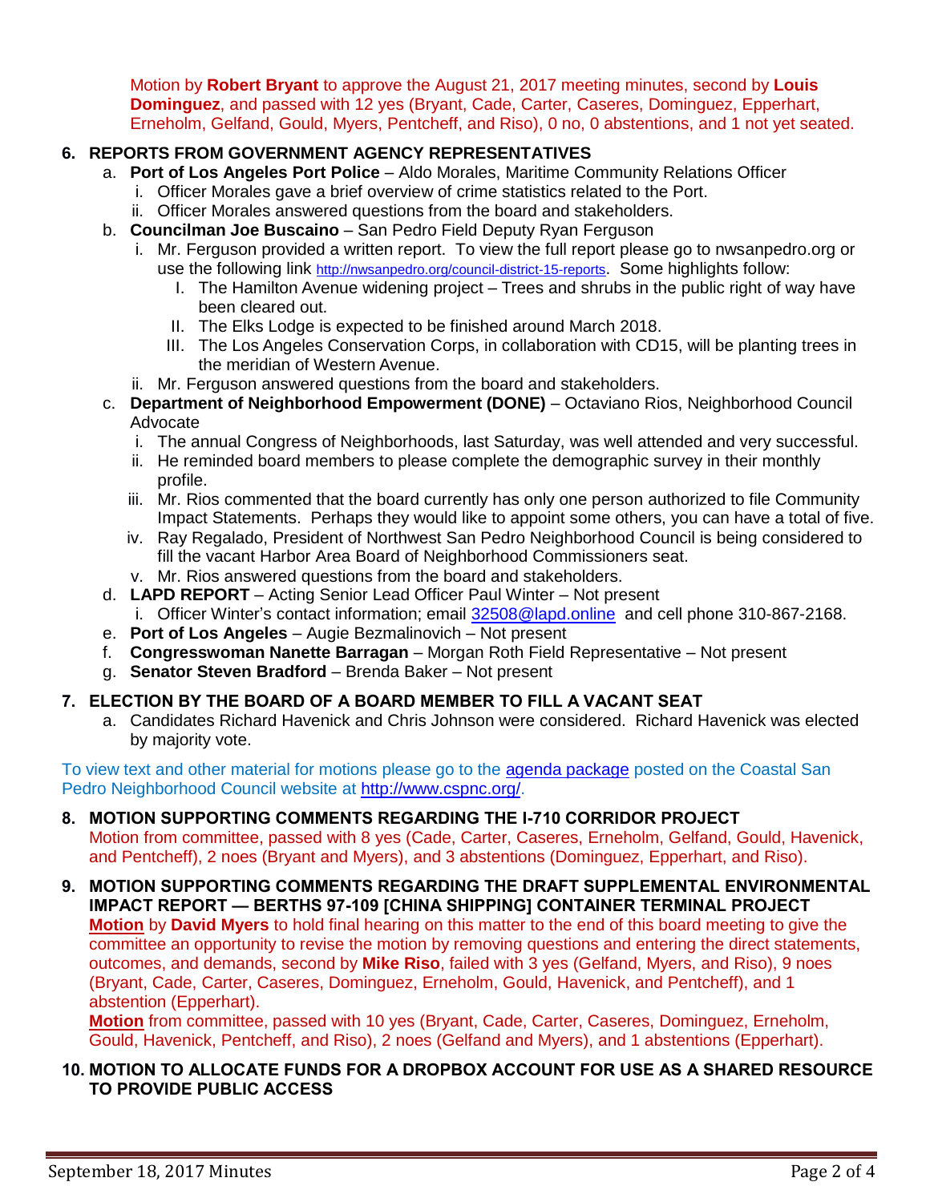Motion by **Robert Bryant** to approve the August 21, 2017 meeting minutes, second by **Louis Dominguez**, and passed with 12 yes (Bryant, Cade, Carter, Caseres, Dominguez, Epperhart, Erneholm, Gelfand, Gould, Myers, Pentcheff, and Riso), 0 no, 0 abstentions, and 1 not yet seated.

**6. REPORTS FROM GOVERNMENT AGENCY REPRESENTATIVES**

a. **Port of Los Angeles Port Police** – Aldo Morales, Maritime Community Relations Officer
   i. Officer Morales gave a brief overview of crime statistics related to the Port.
   ii. Officer Morales answered questions from the board and stakeholders.

b. **Councilman Joe Buscaino** – San Pedro Field Deputy Ryan Ferguson
   i. Mr. Ferguson provided a written report. To view the full report please go to nwsanpedro.org or use the following link http://nwsanpedro.org/council-district-15-reports. Some highlights follow:
      I. The Hamilton Avenue widening project – Trees and shrubs in the public right of way have been cleared out.
      II. The Elks Lodge is expected to be finished around March 2018.
      III. The Los Angeles Conservation Corps, in collaboration with CD15, will be planting trees in the meridian of Western Avenue.
   ii. Mr. Ferguson answered questions from the board and stakeholders.

c. **Department of Neighborhood Empowerment (DONE)** – Octaviano Rios, Neighborhood Council Advocate
   i. The annual Congress of Neighborhoods, last Saturday, was well attended and very successful.
   ii. He reminded board members to please complete the demographic survey in their monthly profile.
   iii. Mr. Rios commented that the board currently has only one person authorized to file Community Impact Statements. Perhaps they would like to appoint some others, you can have a total of five.
   iv. Ray Regalado, President of Northwest San Pedro Neighborhood Council is being considered to fill the vacant Harbor Area Board of Neighborhood Commissioners seat.
   v. Mr. Rios answered questions from the board and stakeholders.

d. **LAPD REPORT** – Acting Senior Lead Officer Paul Winter – Not present
   i. Officer Winter's contact information; email 32508@lapd.online and cell phone 310-867-2168.

e. **Port of Los Angeles** – Augie Bezmalinovich – Not present

f. **Congresswoman Nanette Barragan** – Morgan Roth Field Representative – Not present

g. **Senator Steven Bradford** – Brenda Baker – Not present

**7. ELECTION BY THE BOARD OF A BOARD MEMBER TO FILL A VACANT SEAT**

a. Candidates Richard Havenick and Chris Johnson were considered. Richard Havenick was elected by majority vote.

To view text and other material for motions please go to the agenda package posted on the Coastal San Pedro Neighborhood Council website at http://www.cspnc.org/.

**8. MOTION SUPPORTING COMMENTS REGARDING THE I-710 CORRIDOR PROJECT**

Motion from committee, passed with 8 yes (Cade, Carter, Caseres, Erneholm, Gelfand, Gould, Havenick, and Pentcheff), 2 noes (Bryant and Myers), and 3 abstentions (Dominguez, Epperhart, and Riso).

**9. MOTION SUPPORTING COMMENTS REGARDING THE DRAFT SUPPLEMENTAL ENVIRONMENTAL IMPACT REPORT — BERTHS 97-109 [CHINA SHIPPING] CONTAINER TERMINAL PROJECT**

**Motion** by **David Myers** to hold final hearing on this matter to the end of this board meeting to give the committee an opportunity to revise the motion by removing questions and entering the direct statements, outcomes, and demands, second by **Mike Riso**, failed with 3 yes (Gelfand, Myers, and Riso), 9 noes (Bryant, Cade, Carter, Caseres, Dominguez, Erneholm, Gould, Havenick, and Pentcheff), and 1 abstention (Epperhart).

**Motion** from committee, passed with 10 yes (Bryant, Cade, Carter, Caseres, Dominguez, Erneholm, Gould, Havenick, Pentcheff, and Riso), 2 noes (Gelfand and Myers), and 1 abstentions (Epperhart).

**10. MOTION TO ALLOCATE FUNDS FOR A DROPBOX ACCOUNT FOR USE AS A SHARED RESOURCE TO PROVIDE PUBLIC ACCESS**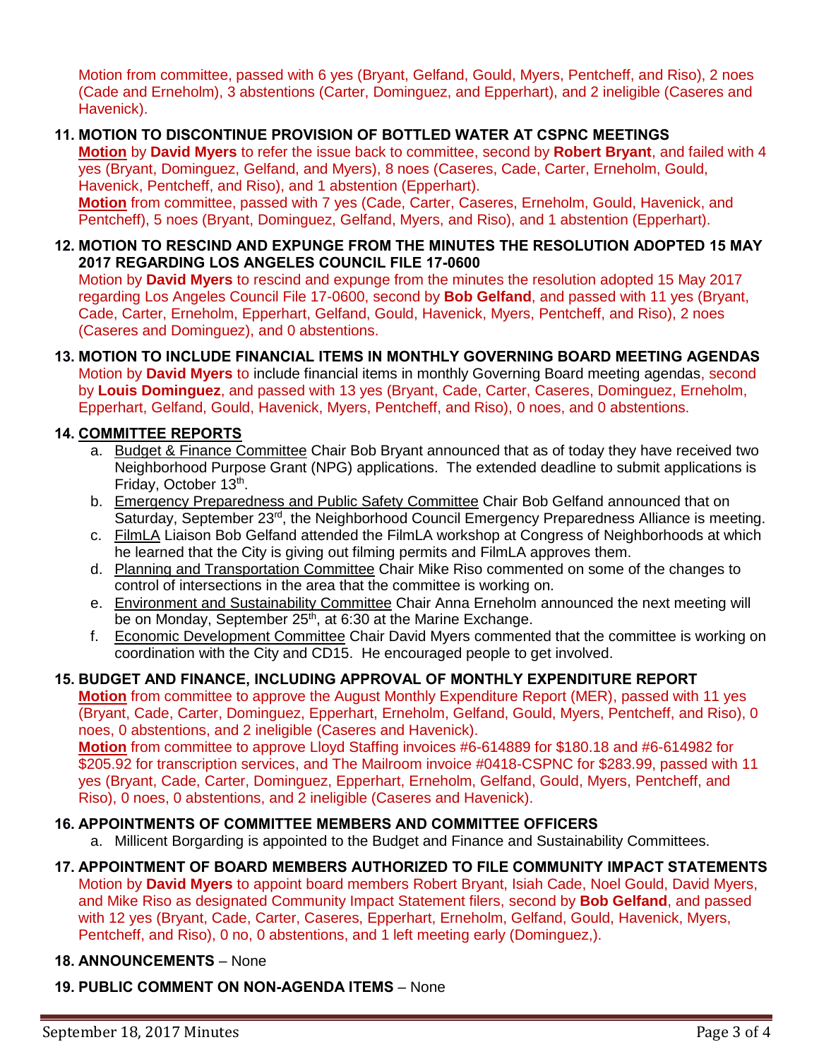Motion from committee, passed with 6 yes (Bryant, Gelfand, Gould, Myers, Pentcheff, and Riso), 2 noes (Cade and Erneholm), 3 abstentions (Carter, Dominguez, and Epperhart), and 2 ineligible (Caseres and Havenick).

**11. MOTION TO DISCONTINUE PROVISION OF BOTTLED WATER AT CSPNC MEETINGS**

**Motion** by **David Myers** to refer the issue back to committee, second by **Robert Bryant**, and failed with 4 yes (Bryant, Dominguez, Gelfand, and Myers), 8 noes (Caseres, Cade, Carter, Erneholm, Gould, Havenick, Pentcheff, and Riso), and 1 abstention (Epperhart).

**Motion** from committee, passed with 7 yes (Cade, Carter, Caseres, Erneholm, Gould, Havenick, and Pentcheff), 5 noes (Bryant, Dominguez, Gelfand, Myers, and Riso), and 1 abstention (Epperhart).

**12. MOTION TO RESCIND AND EXPUNGE FROM THE MINUTES THE RESOLUTION ADOPTED 15 MAY 2017 REGARDING LOS ANGELES COUNCIL FILE 17-0600**

Motion by **David Myers** to rescind and expunge from the minutes the resolution adopted 15 May 2017 regarding Los Angeles Council File 17-0600, second by **Bob Gelfand**, and passed with 11 yes (Bryant, Cade, Carter, Erneholm, Epperhart, Gelfand, Gould, Havenick, Myers, Pentcheff, and Riso), 2 noes (Caseres and Dominguez), and 0 abstentions.

**13. MOTION TO INCLUDE FINANCIAL ITEMS IN MONTHLY GOVERNING BOARD MEETING AGENDAS**

Motion by **David Myers** to include financial items in monthly Governing Board meeting agendas, second by **Louis Dominguez**, and passed with 13 yes (Bryant, Cade, Carter, Caseres, Dominguez, Erneholm, Epperhart, Gelfand, Gould, Havenick, Myers, Pentcheff, and Riso), 0 noes, and 0 abstentions.

**14. COMMITTEE REPORTS**

a. Budget & Finance Committee Chair Bob Bryant announced that as of today they have received two Neighborhood Purpose Grant (NPG) applications. The extended deadline to submit applications is Friday, October 13th.
b. Emergency Preparedness and Public Safety Committee Chair Bob Gelfand announced that on Saturday, September 23rd, the Neighborhood Council Emergency Preparedness Alliance is meeting.
c. FilmLA Liaison Bob Gelfand attended the FilmLA workshop at Congress of Neighborhoods at which he learned that the City is giving out filming permits and FilmLA approves them.
d. Planning and Transportation Committee Chair Mike Riso commented on some of the changes to control of intersections in the area that the committee is working on.
e. Environment and Sustainability Committee Chair Anna Erneholm announced the next meeting will be on Monday, September 25th, at 6:30 at the Marine Exchange.
f. Economic Development Committee Chair David Myers commented that the committee is working on coordination with the City and CD15. He encouraged people to get involved.

**15. BUDGET AND FINANCE, INCLUDING APPROVAL OF MONTHLY EXPENDITURE REPORT**

**Motion** from committee to approve the August Monthly Expenditure Report (MER), passed with 11 yes (Bryant, Cade, Carter, Dominguez, Epperhart, Erneholm, Gelfand, Gould, Myers, Pentcheff, and Riso), 0 noes, 0 abstentions, and 2 ineligible (Caseres and Havenick).

**Motion** from committee to approve Lloyd Staffing invoices #6-614889 for $180.18 and #6-614982 for $205.92 for transcription services, and The Mailroom invoice #0418-CSPNC for $283.99, passed with 11 yes (Bryant, Cade, Carter, Dominguez, Epperhart, Erneholm, Gelfand, Gould, Myers, Pentcheff, and Riso), 0 noes, 0 abstentions, and 2 ineligible (Caseres and Havenick).

**16. APPOINTMENTS OF COMMITTEE MEMBERS AND COMMITTEE OFFICERS**

a. Millicent Borgarding is appointed to the Budget and Finance and Sustainability Committees.

**17. APPOINTMENT OF BOARD MEMBERS AUTHORIZED TO FILE COMMUNITY IMPACT STATEMENTS**

Motion by **David Myers** to appoint board members Robert Bryant, Isiah Cade, Noel Gould, David Myers, and Mike Riso as designated Community Impact Statement filers, second by **Bob Gelfand**, and passed with 12 yes (Bryant, Cade, Carter, Caseres, Epperhart, Erneholm, Gelfand, Gould, Havenick, Myers, Pentcheff, and Riso), 0 no, 0 abstentions, and 1 left meeting early (Dominguez,).

**18. ANNOUNCEMENTS** – None

**19. PUBLIC COMMENT ON NON-AGENDA ITEMS** – None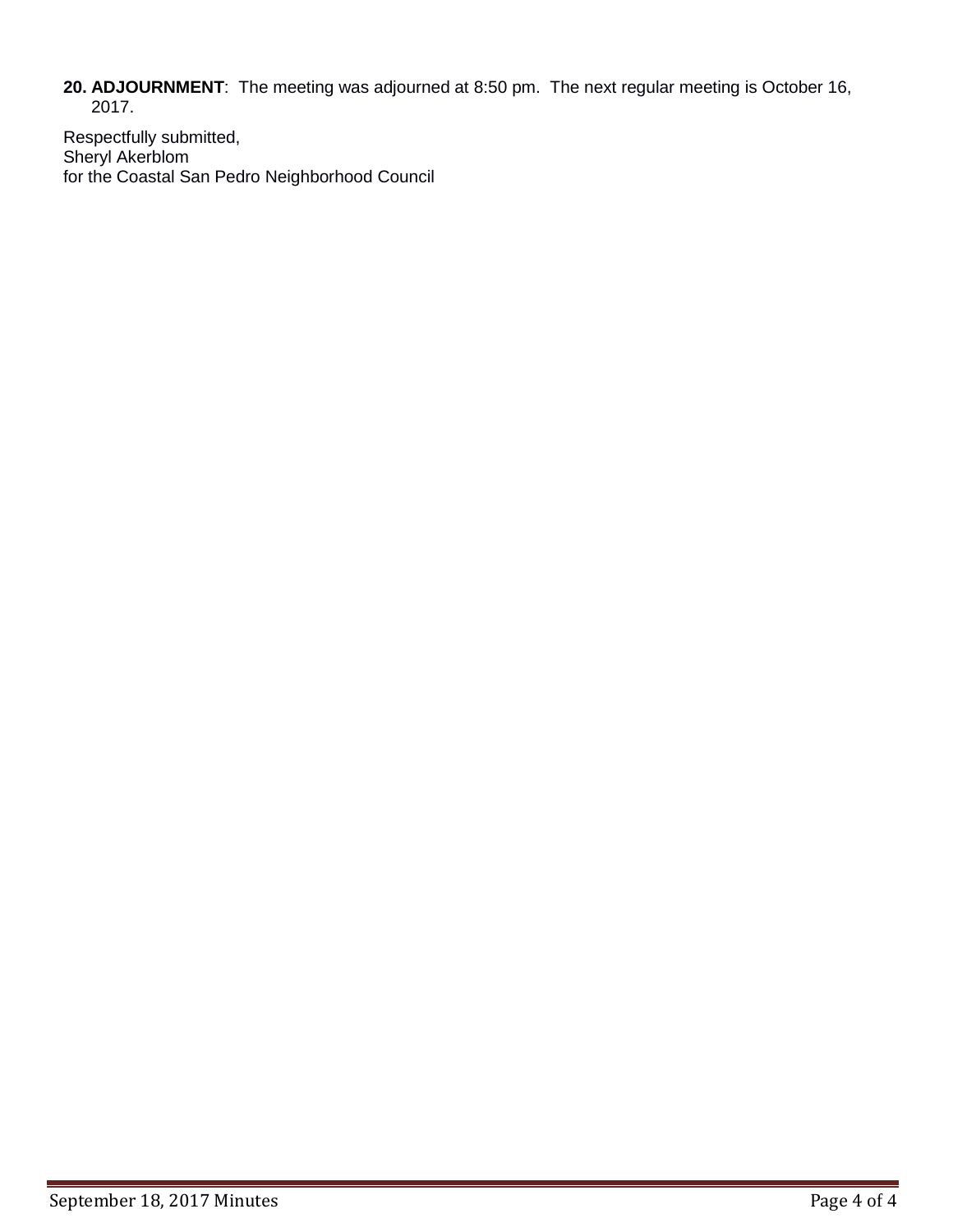20. **ADJOURNMENT**: The meeting was adjourned at 8:50 pm. The next regular meeting is October 16, 2017.

Respectfully submitted,
Sheryl Akerblom
for the Coastal San Pedro Neighborhood Council